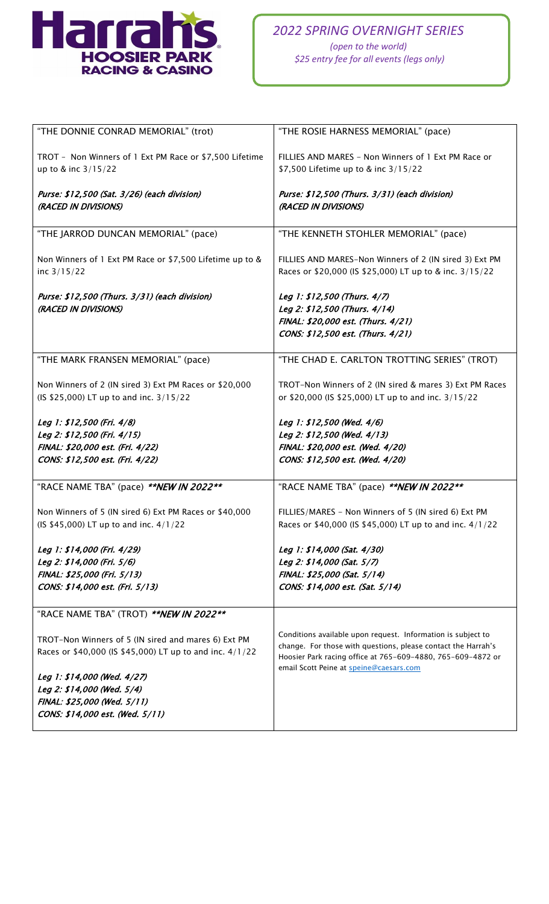# 2022 SPRING OVERNIGHT SERIES

*(open to the world)*

*$25 entry fee for all events (legs only)*

| | |
|---|---|
| "THE DONNIE CONRAD MEMORIAL" (trot)<br><br>TROT - Non Winners of 1 Ext PM Race or $7,500 Lifetime up to & inc 3/15/22<br><br>*Purse: $12,500 (Sat. 3/26) (each division)*<br>*(RACED IN DIVISIONS)* | "THE ROSIE HARNESS MEMORIAL" (pace)<br><br>FILLIES AND MARES - Non Winners of 1 Ext PM Race or $7,500 Lifetime up to & inc 3/15/22<br><br>*Purse: $12,500 (Thurs. 3/31) (each division)*<br>*(RACED IN DIVISIONS)* |
| "THE JARROD DUNCAN MEMORIAL" (pace)<br><br>Non Winners of 1 Ext PM Race or $7,500 Lifetime up to & inc 3/15/22<br><br>*Purse: $12,500 (Thurs. 3/31) (each division)*<br>*(RACED IN DIVISIONS)* | "THE KENNETH STOHLER MEMORIAL" (pace)<br><br>FILLIES AND MARES-Non Winners of 2 (IN sired 3) Ext PM Races or $20,000 (IS $25,000) LT up to & inc. 3/15/22<br><br>*Leg 1: $12,500 (Thurs. 4/7)*<br>*Leg 2: $12,500 (Thurs. 4/14)*<br>*FINAL: $20,000 est. (Thurs. 4/21)*<br>*CONS: $12,500 est. (Thurs. 4/21)* |
| "THE MARK FRANSEN MEMORIAL" (pace)<br><br>Non Winners of 2 (IN sired 3) Ext PM Races or $20,000 (IS $25,000) LT up to and inc. 3/15/22<br><br>*Leg 1: $12,500 (Fri. 4/8)*<br>*Leg 2: $12,500 (Fri. 4/15)*<br>*FINAL: $20,000 est. (Fri. 4/22)*<br>*CONS: $12,500 est. (Fri. 4/22)* | "THE CHAD E. CARLTON TROTTING SERIES" (TROT)<br><br>TROT-Non Winners of 2 (IN sired & mares 3) Ext PM Races or $20,000 (IS $25,000) LT up to and inc. 3/15/22<br><br>*Leg 1: $12,500 (Wed. 4/6)*<br>*Leg 2: $12,500 (Wed. 4/13)*<br>*FINAL: $20,000 est. (Wed. 4/20)*<br>*CONS: $12,500 est. (Wed. 4/20)* |
| "RACE NAME TBA" (pace) ***\*NEW IN 2022\*\**** <br><br>Non Winners of 5 (IN sired 6) Ext PM Races or $40,000 (IS $45,000) LT up to and inc. 4/1/22<br><br>*Leg 1: $14,000 (Fri. 4/29)*<br>*Leg 2: $14,000 (Fri. 5/6)*<br>*FINAL: $25,000 (Fri. 5/13)*<br>*CONS: $14,000 est. (Fri. 5/13)* | "RACE NAME TBA" (pace) ***\*NEW IN 2022\*\****<br><br>FILLIES/MARES - Non Winners of 5 (IN sired 6) Ext PM Races or $40,000 (IS $45,000) LT up to and inc. 4/1/22<br><br>*Leg 1: $14,000 (Sat. 4/30)*<br>*Leg 2: $14,000 (Sat. 5/7)*<br>*FINAL: $25,000 (Sat. 5/14)*<br>*CONS: $14,000 est. (Sat. 5/14)* |
| "RACE NAME TBA" (TROT) ***\*NEW IN 2022\*\****<br><br>TROT-Non Winners of 5 (IN sired and mares 6) Ext PM Races or $40,000 (IS $45,000) LT up to and inc. 4/1/22<br><br>*Leg 1: $14,000 (Wed. 4/27)*<br>*Leg 2: $14,000 (Wed. 5/4)*<br>*FINAL: $25,000 (Wed. 5/11)*<br>*CONS: $14,000 est. (Wed. 5/11)* | Conditions available upon request. Information is subject to change. For those with questions, please contact the Harrah's Hoosier Park racing office at 765-609-4880, 765-609-4872 or email Scott Peine at speine@caesars.com |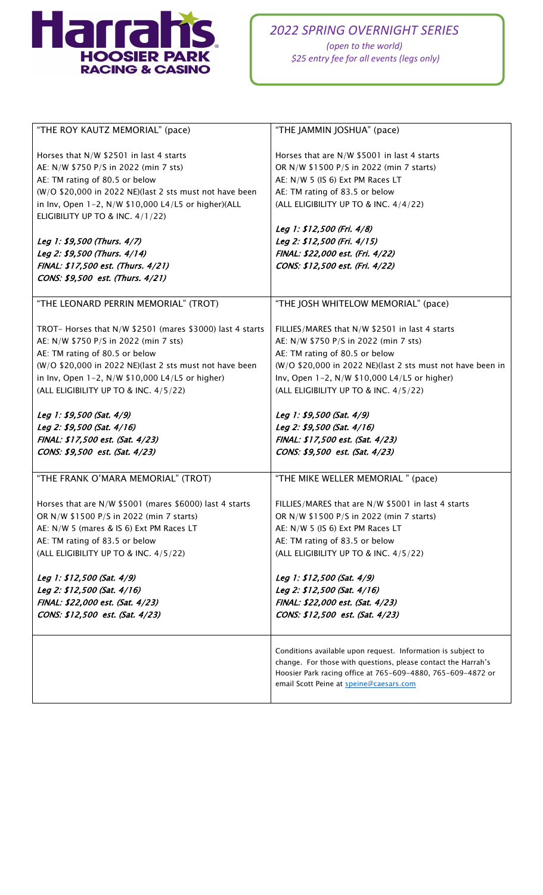Harrah's HOOSIER PARK RACING & CASINO

## *2022 SPRING OVERNIGHT SERIES*

*(open to the world)*
*$25 entry fee for all events (legs only)*

| | |
|---|---|
| "THE ROY KAUTZ MEMORIAL" (pace)<br><br>Horses that N/W $2501 in last 4 starts<br>AE: N/W $750 P/S in 2022 (min 7 sts)<br>AE: TM rating of 80.5 or below<br>(W/O $20,000 in 2022 NE)(last 2 sts must not have been in Inv, Open 1-2, N/W $10,000 L4/L5 or higher)(ALL ELIGIBILITY UP TO & INC. 4/1/22)<br><br>*Leg 1: $9,500 (Thurs. 4/7)*<br>*Leg 2: $9,500 (Thurs. 4/14)*<br>*FINAL: $17,500 est. (Thurs. 4/21)*<br>*CONS: $9,500 est. (Thurs. 4/21)* | "THE JAMMIN JOSHUA" (pace)<br><br>Horses that are N/W $5001 in last 4 starts<br>OR N/W $1500 P/S in 2022 (min 7 starts)<br>AE: N/W 5 (IS 6) Ext PM Races LT<br>AE: TM rating of 83.5 or below<br>(ALL ELIGIBILITY UP TO & INC. 4/4/22)<br><br>*Leg 1: $12,500 (Fri. 4/8)*<br>*Leg 2: $12,500 (Fri. 4/15)*<br>*FINAL: $22,000 est. (Fri. 4/22)*<br>*CONS: $12,500 est. (Fri. 4/22)* |
| "THE LEONARD PERRIN MEMORIAL" (TROT)<br><br>TROT- Horses that N/W $2501 (mares $3000) last 4 starts<br>AE: N/W $750 P/S in 2022 (min 7 sts)<br>AE: TM rating of 80.5 or below<br>(W/O $20,000 in 2022 NE)(last 2 sts must not have been in Inv, Open 1-2, N/W $10,000 L4/L5 or higher)<br>(ALL ELIGIBILITY UP TO & INC. 4/5/22)<br><br>*Leg 1: $9,500 (Sat. 4/9)*<br>*Leg 2: $9,500 (Sat. 4/16)*<br>*FINAL: $17,500 est. (Sat. 4/23)*<br>*CONS: $9,500 est. (Sat. 4/23)* | "THE JOSH WHITELOW MEMORIAL" (pace)<br><br>FILLIES/MARES that N/W $2501 in last 4 starts<br>AE: N/W $750 P/S in 2022 (min 7 sts)<br>AE: TM rating of 80.5 or below<br>(W/O $20,000 in 2022 NE)(last 2 sts must not have been in Inv, Open 1-2, N/W $10,000 L4/L5 or higher)<br>(ALL ELIGIBILITY UP TO & INC. 4/5/22)<br><br>*Leg 1: $9,500 (Sat. 4/9)*<br>*Leg 2: $9,500 (Sat. 4/16)*<br>*FINAL: $17,500 est. (Sat. 4/23)*<br>*CONS: $9,500 est. (Sat. 4/23)* |
| "THE FRANK O'MARA MEMORIAL" (TROT)<br><br>Horses that are N/W $5001 (mares $6000) last 4 starts<br>OR N/W $1500 P/S in 2022 (min 7 starts)<br>AE: N/W 5 (mares & IS 6) Ext PM Races LT<br>AE: TM rating of 83.5 or below<br>(ALL ELIGIBILITY UP TO & INC. 4/5/22)<br><br>*Leg 1: $12,500 (Sat. 4/9)*<br>*Leg 2: $12,500 (Sat. 4/16)*<br>*FINAL: $22,000 est. (Sat. 4/23)*<br>*CONS: $12,500 est. (Sat. 4/23)* | "THE MIKE WELLER MEMORIAL " (pace)<br><br>FILLIES/MARES that are N/W $5001 in last 4 starts<br>OR N/W $1500 P/S in 2022 (min 7 starts)<br>AE: N/W 5 (IS 6) Ext PM Races LT<br>AE: TM rating of 83.5 or below<br>(ALL ELIGIBILITY UP TO & INC. 4/5/22)<br><br>*Leg 1: $12,500 (Sat. 4/9)*<br>*Leg 2: $12,500 (Sat. 4/16)*<br>*FINAL: $22,000 est. (Sat. 4/23)*<br>*CONS: $12,500 est. (Sat. 4/23)* |
| | Conditions available upon request. Information is subject to change. For those with questions, please contact the Harrah's Hoosier Park racing office at 765-609-4880, 765-609-4872 or email Scott Peine at speine@caesars.com |